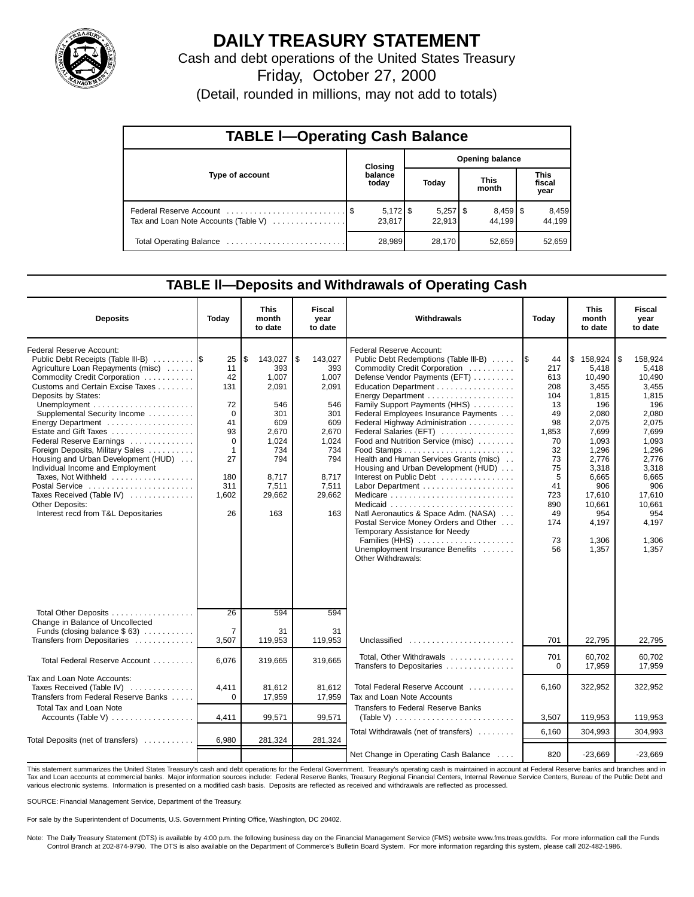# DAILY TREASURY STATEMENT

Cash and debt operations of the United States Treasury

Friday, October 27, 2000

(Detail, rounded in millions, may not add to totals)

## TABLE I—Operating Cash Balance

| Type of account | Closing balance today | Opening balance Today | Opening balance This month | Opening balance This fiscal year |
|---|---|---|---|---|
| Federal Reserve Account | $ 5,172 | $ 5,257 | $ 8,459 | $ 8,459 |
| Tax and Loan Note Accounts (Table V) | 23,817 | 22,913 | 44,199 | 44,199 |
| Total Operating Balance | 28,989 | 28,170 | 52,659 | 52,659 |

## TABLE II—Deposits and Withdrawals of Operating Cash

| Deposits | Today | This month to date | Fiscal year to date |
|---|---|---|---|
| Federal Reserve Account: | | | |
| Public Debt Receipts (Table III-B) | $ 25 | $ 143,027 | $ 143,027 |
| Agriculture Loan Repayments (misc) | 11 | 393 | 393 |
| Commodity Credit Corporation | 42 | 1,007 | 1,007 |
| Customs and Certain Excise Taxes | 131 | 2,091 | 2,091 |
| Deposits by States: | | | |
| Unemployment | 72 | 546 | 546 |
| Supplemental Security Income | 0 | 301 | 301 |
| Energy Department | 41 | 609 | 609 |
| Estate and Gift Taxes | 93 | 2,670 | 2,670 |
| Federal Reserve Earnings | 0 | 1,024 | 1,024 |
| Foreign Deposits, Military Sales | 1 | 734 | 734 |
| Housing and Urban Development (HUD) | 27 | 794 | 794 |
| Individual Income and Employment Taxes, Not Withheld | 180 | 8,717 | 8,717 |
| Postal Service | 311 | 7,511 | 7,511 |
| Taxes Received (Table IV) | 1,602 | 29,662 | 29,662 |
| Other Deposits: | | | |
| Interest recd from T&L Depositaries | 26 | 163 | 163 |
| Total Other Deposits | 26 | 594 | 594 |
| Change in Balance of Uncollected Funds (closing balance $ 63) | 7 | 31 | 31 |
| Transfers from Depositaries | 3,507 | 119,953 | 119,953 |
| Total Federal Reserve Account | 6,076 | 319,665 | 319,665 |
| Tax and Loan Note Accounts: | | | |
| Taxes Received (Table IV) | 4,411 | 81,612 | 81,612 |
| Transfers from Federal Reserve Banks | 0 | 17,959 | 17,959 |
| Total Tax and Loan Note Accounts (Table V) | 4,411 | 99,571 | 99,571 |
| Total Deposits (net of transfers) | 6,980 | 281,324 | 281,324 |

| Withdrawals | Today | This month to date | Fiscal year to date |
|---|---|---|---|
| Federal Reserve Account: | | | |
| Public Debt Redemptions (Table III-B) | $ 44 | $ 158,924 | $ 158,924 |
| Commodity Credit Corporation | 217 | 5,418 | 5,418 |
| Defense Vendor Payments (EFT) | 613 | 10,490 | 10,490 |
| Education Department | 208 | 3,455 | 3,455 |
| Energy Department | 104 | 1,815 | 1,815 |
| Family Support Payments (HHS) | 13 | 196 | 196 |
| Federal Employees Insurance Payments | 49 | 2,080 | 2,080 |
| Federal Highway Administration | 98 | 2,075 | 2,075 |
| Federal Salaries (EFT) | 1,853 | 7,699 | 7,699 |
| Food and Nutrition Service (misc) | 70 | 1,093 | 1,093 |
| Food Stamps | 32 | 1,296 | 1,296 |
| Health and Human Services Grants (misc) | 73 | 2,776 | 2,776 |
| Housing and Urban Development (HUD) | 75 | 3,318 | 3,318 |
| Interest on Public Debt | 5 | 6,665 | 6,665 |
| Labor Department | 41 | 906 | 906 |
| Medicare | 723 | 17,610 | 17,610 |
| Medicaid | 890 | 10,661 | 10,661 |
| Natl Aeronautics & Space Adm. (NASA) | 49 | 954 | 954 |
| Postal Service Money Orders and Other | 174 | 4,197 | 4,197 |
| Temporary Assistance for Needy Families (HHS) | 73 | 1,306 | 1,306 |
| Unemployment Insurance Benefits | 56 | 1,357 | 1,357 |
| Other Withdrawals: | | | |
| Unclassified | 701 | 22,795 | 22,795 |
| Total, Other Withdrawals | 701 | 60,702 | 60,702 |
| Transfers to Depositaries | 0 | 17,959 | 17,959 |
| Total Federal Reserve Account | 6,160 | 322,952 | 322,952 |
| Tax and Loan Note Accounts Transfers to Federal Reserve Banks (Table V) | 3,507 | 119,953 | 119,953 |
| Total Withdrawals (net of transfers) | 6,160 | 304,993 | 304,993 |
| Net Change in Operating Cash Balance | 820 | -23,669 | -23,669 |

This statement summarizes the United States Treasury's cash and debt operations for the Federal Government. Treasury's operating cash is maintained in account at Federal Reserve banks and branches and in Tax and Loan accounts at commercial banks. Major information sources include: Federal Reserve Banks, Treasury Regional Financial Centers, Internal Revenue Service Centers, Bureau of the Public Debt and various electronic systems. Information is presented on a modified cash basis. Deposits are reflected as received and withdrawals are reflected as processed.

SOURCE: Financial Management Service, Department of the Treasury.

For sale by the Superintendent of Documents, U.S. Government Printing Office, Washington, DC 20402.

Note: The Daily Treasury Statement (DTS) is available by 4:00 p.m. the following business day on the Financial Management Service (FMS) website www.fms.treas.gov/dts. For more information call the Funds Control Branch at 202-874-9790. The DTS is also available on the Department of Commerce's Bulletin Board System. For more information regarding this system, please call 202-482-1986.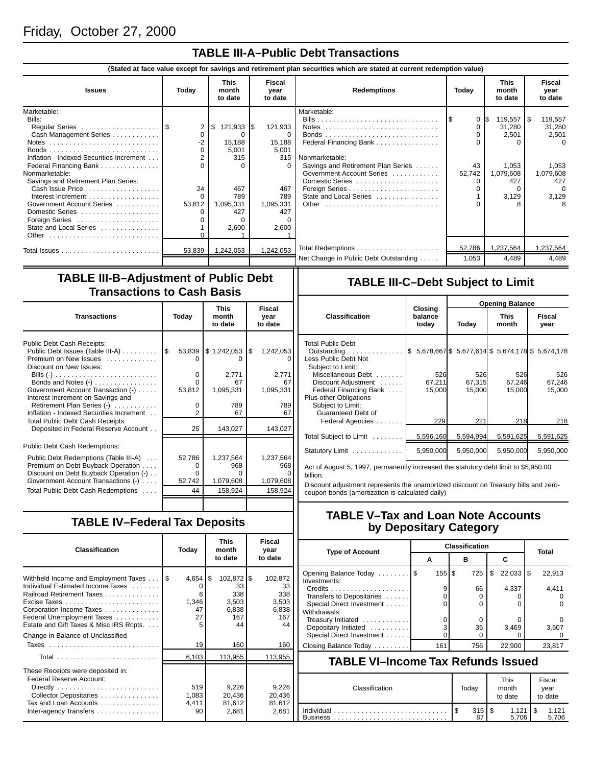Friday, October 27, 2000

## TABLE III-A–Public Debt Transactions

(Stated at face value except for savings and retirement plan securities which are stated at current redemption value)

| Issues | Today | This month to date | Fiscal year to date |
|---|---|---|---|
| Marketable: | | | |
| Bills: | | | |
| Regular Series | $ 2 | $ 121,933 | $ 121,933 |
| Cash Management Series | 0 | 0 | 0 |
| Notes | -2 | 15,188 | 15,188 |
| Bonds | 0 | 5,001 | 5,001 |
| Inflation - Indexed Securities Increment | 2 | 315 | 315 |
| Federal Financing Bank | 0 | 0 | 0 |
| Nonmarketable: | | | |
| Savings and Retirement Plan Series: | | | |
| Cash Issue Price | 24 | 467 | 467 |
| Interest Increment | 0 | 789 | 789 |
| Government Account Series | 53,812 | 1,095,331 | 1,095,331 |
| Domestic Series | 0 | 427 | 427 |
| Foreign Series | 0 | 0 | 0 |
| State and Local Series | 1 | 2,600 | 2,600 |
| Other | 0 | 1 | 1 |
| Total Issues | 53,839 | 1,242,053 | 1,242,053 |

| Redemptions | Today | This month to date | Fiscal year to date |
|---|---|---|---|
| Marketable: | | | |
| Bills | $ 0 | $ 119,557 | $ 119,557 |
| Notes | 0 | 31,280 | 31,280 |
| Bonds | 0 | 2,501 | 2,501 |
| Federal Financing Bank | 0 | 0 | 0 |
| Nonmarketable: | | | |
| Savings and Retirement Plan Series | 43 | 1,053 | 1,053 |
| Government Account Series | 52,742 | 1,079,608 | 1,079,608 |
| Domestic Series | 0 | 427 | 427 |
| Foreign Series | 0 | 0 | 0 |
| State and Local Series | 1 | 3,129 | 3,129 |
| Other | 0 | 8 | 8 |
| Total Redemptions | 52,786 | 1,237,564 | 1,237,564 |
| Net Change in Public Debt Outstanding | 1,053 | 4,489 | 4,489 |

## TABLE III-B–Adjustment of Public Debt Transactions to Cash Basis

| Transactions | Today | This month to date | Fiscal year to date |
|---|---|---|---|
| Public Debt Cash Receipts: | | | |
| Public Debt Issues (Table III-A) | $ 53,839 | $ 1,242,053 | $ 1,242,053 |
| Premium on New Issues | 0 | 0 | 0 |
| Discount on New Issues: | | | |
| Bills (-) | 0 | 2,771 | 2,771 |
| Bonds and Notes (-) | 0 | 67 | 67 |
| Government Account Transaction (-) | 53,812 | 1,095,331 | 1,095,331 |
| Interest Increment on Savings and Retirement Plan Series (-) | 0 | 789 | 789 |
| Inflation - Indexed Securities Increment | 2 | 67 | 67 |
| Total Public Debt Cash Receipts Deposited in Federal Reserve Account | 25 | 143,027 | 143,027 |
| Public Debt Cash Redemptions: | | | |
| Public Debt Redemptions (Table III-A) | 52,786 | 1,237,564 | 1,237,564 |
| Premium on Debt Buyback Operation | 0 | 968 | 968 |
| Discount on Debt Buyback Operation (-) | 0 | 0 | 0 |
| Government Account Transactions (-) | 52,742 | 1,079,608 | 1,079,608 |
| Total Public Debt Cash Redemptions | 44 | 158,924 | 158,924 |

## TABLE III-C–Debt Subject to Limit

| Classification | Closing balance today | Opening Balance | | |
|---|---|---|---|---|
| | | Today | This month | Fiscal year |
| Total Public Debt Outstanding | $ 5,678,667 | $ 5,677,614 | $ 5,674,178 | $ 5,674,178 |
| Less Public Debt Not Subject to Limit: | | | | |
| Miscellaneous Debt | 526 | 526 | 526 | 526 |
| Discount Adjustment | 67,211 | 67,315 | 67,246 | 67,246 |
| Federal Financing Bank | 15,000 | 15,000 | 15,000 | 15,000 |
| Plus other Obligations Subject to Limit: | | | | |
| Guaranteed Debt of Federal Agencies | 229 | 221 | 218 | 218 |
| Total Subject to Limit | 5,596,160 | 5,594,994 | 5,591,625 | 5,591,625 |
| Statutory Limit | 5,950,000 | 5,950,000 | 5,950,000 | 5,950,000 |

Act of August 5, 1997, permanently increased the statutory debt limit to $5,950.00 billion.

Discount adjustment represents the unamortized discount on Treasury bills and zero-coupon bonds (amortization is calculated daily)

## TABLE IV–Federal Tax Deposits

| Classification | Today | This month to date | Fiscal year to date |
|---|---|---|---|
| Withheld Income and Employment Taxes | $ 4,654 | $ 102,872 | $ 102,872 |
| Individual Estimated Income Taxes | 0 | 33 | 33 |
| Railroad Retirement Taxes | 6 | 338 | 338 |
| Excise Taxes | 1,346 | 3,503 | 3,503 |
| Corporation Income Taxes | 47 | 6,838 | 6,838 |
| Federal Unemployment Taxes | 27 | 167 | 167 |
| Estate and Gift Taxes & Misc IRS Rcpts. | 5 | 44 | 44 |
| Change in Balance of Unclassified Taxes | 19 | 160 | 160 |
| Total | 6,103 | 113,955 | 113,955 |
| These Receipts were deposited in: | | | |
| Federal Reserve Account: | | | |
| Directly | 519 | 9,226 | 9,226 |
| Collector Depositaries | 1,083 | 20,436 | 20,436 |
| Tax and Loan Accounts | 4,411 | 81,612 | 81,612 |
| Inter-agency Transfers | 90 | 2,681 | 2,681 |

## TABLE V–Tax and Loan Note Accounts by Depositary Category

| Type of Account | Classification | | | Total |
|---|---|---|---|---|
| | A | B | C | |
| Opening Balance Today | $ 155 | $ 725 | $ 22,033 | $ 22,913 |
| Investments: | | | | |
| Credits | 9 | 66 | 4,337 | 4,411 |
| Transfers to Depositaries | 0 | 0 | 0 | 0 |
| Special Direct Investment | 0 | 0 | 0 | 0 |
| Withdrawals: | | | | |
| Treasury Initiated | 0 | 0 | 0 | 0 |
| Depositary Initiated | 3 | 35 | 3,469 | 3,507 |
| Special Direct Investment | 0 | 0 | 0 | 0 |
| Closing Balance Today | 161 | 756 | 22,900 | 23,817 |

## TABLE VI–Income Tax Refunds Issued

| Classification | Today | This month to date | Fiscal year to date |
|---|---|---|---|
| Individual | $ 315 | $ 1,121 | $ 1,121 |
| Business | 87 | 5,706 | 5,706 |